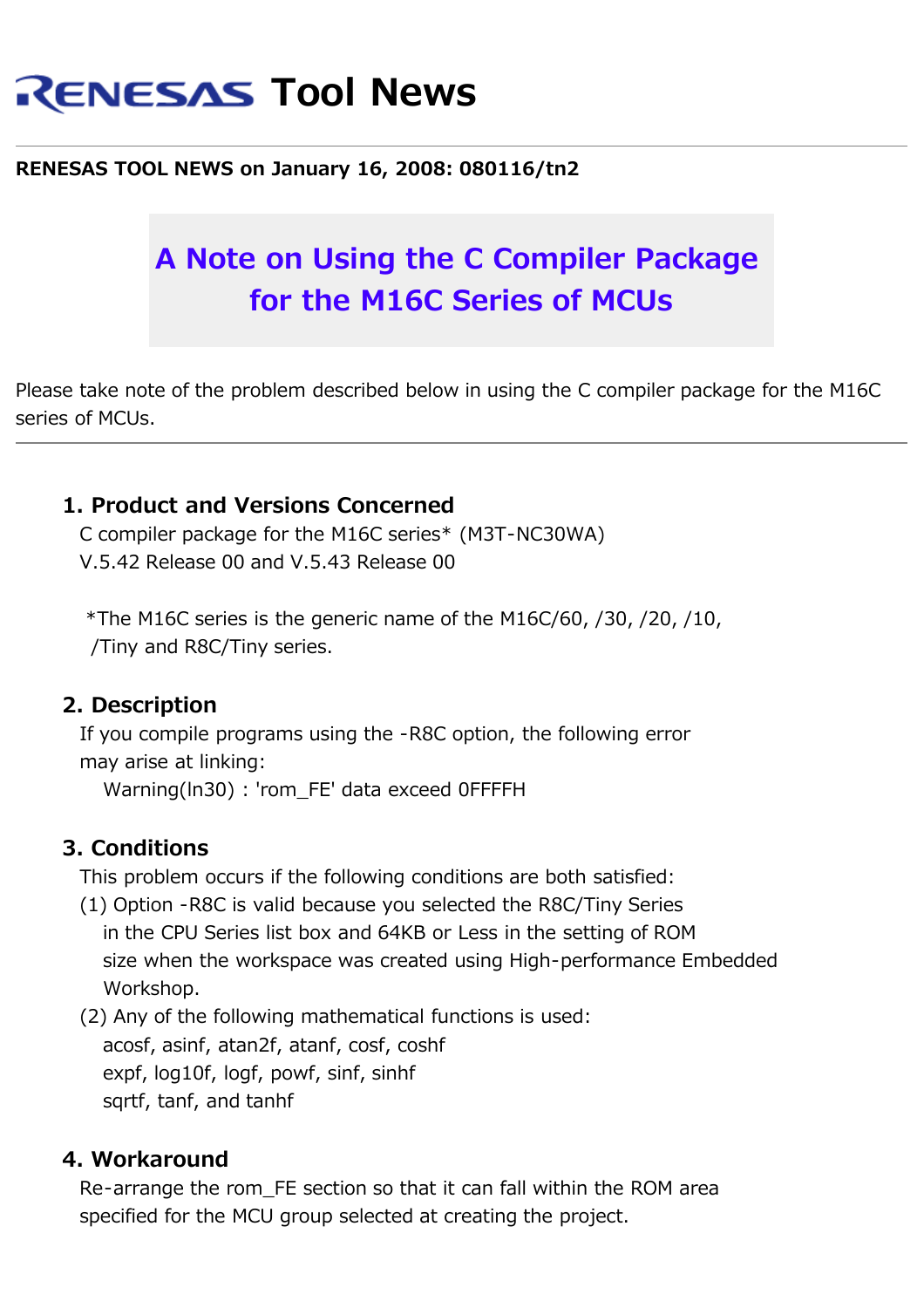# RENESAS Tool News

**RENESAS TOOL NEWS on January 16, 2008: 080116/tn2**

## A Note on Using the C Compiler Package for the M16C Series of MCUs

Please take note of the problem described below in using the C compiler package for the M16C series of MCUs.

---

### 1. Product and Versions Concerned

C compiler package for the M16C series* (M3T-NC30WA)
V.5.42 Release 00 and V.5.43 Release 00

*The M16C series is the generic name of the M16C/60, /30, /20, /10, /Tiny and R8C/Tiny series.

### 2. Description

If you compile programs using the -R8C option, the following error may arise at linking:

Warning(ln30) : 'rom_FE' data exceed 0FFFFH

### 3. Conditions

This problem occurs if the following conditions are both satisfied:

(1) Option -R8C is valid because you selected the R8C/Tiny Series in the CPU Series list box and 64KB or Less in the setting of ROM size when the workspace was created using High-performance Embedded Workshop.

(2) Any of the following mathematical functions is used:
acosf, asinf, atan2f, atanf, cosf, coshf
expf, log10f, logf, powf, sinf, sinhf
sqrtf, tanf, and tanhf

### 4. Workaround

Re-arrange the rom_FE section so that it can fall within the ROM area specified for the MCU group selected at creating the project.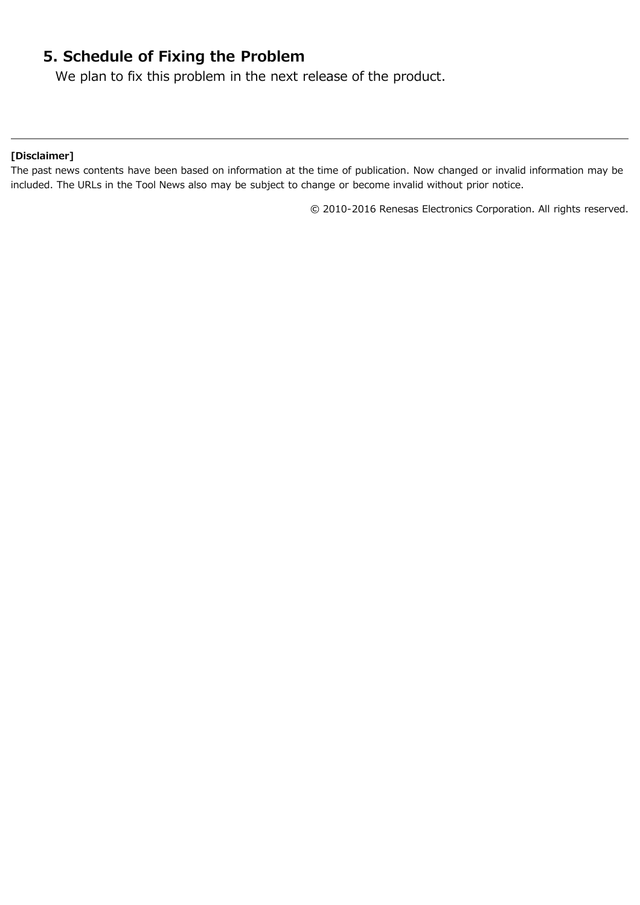## 5. Schedule of Fixing the Problem

We plan to fix this problem in the next release of the product.

---

**[Disclaimer]**

The past news contents have been based on information at the time of publication. Now changed or invalid information may be included. The URLs in the Tool News also may be subject to change or become invalid without prior notice.

© 2010-2016 Renesas Electronics Corporation. All rights reserved.